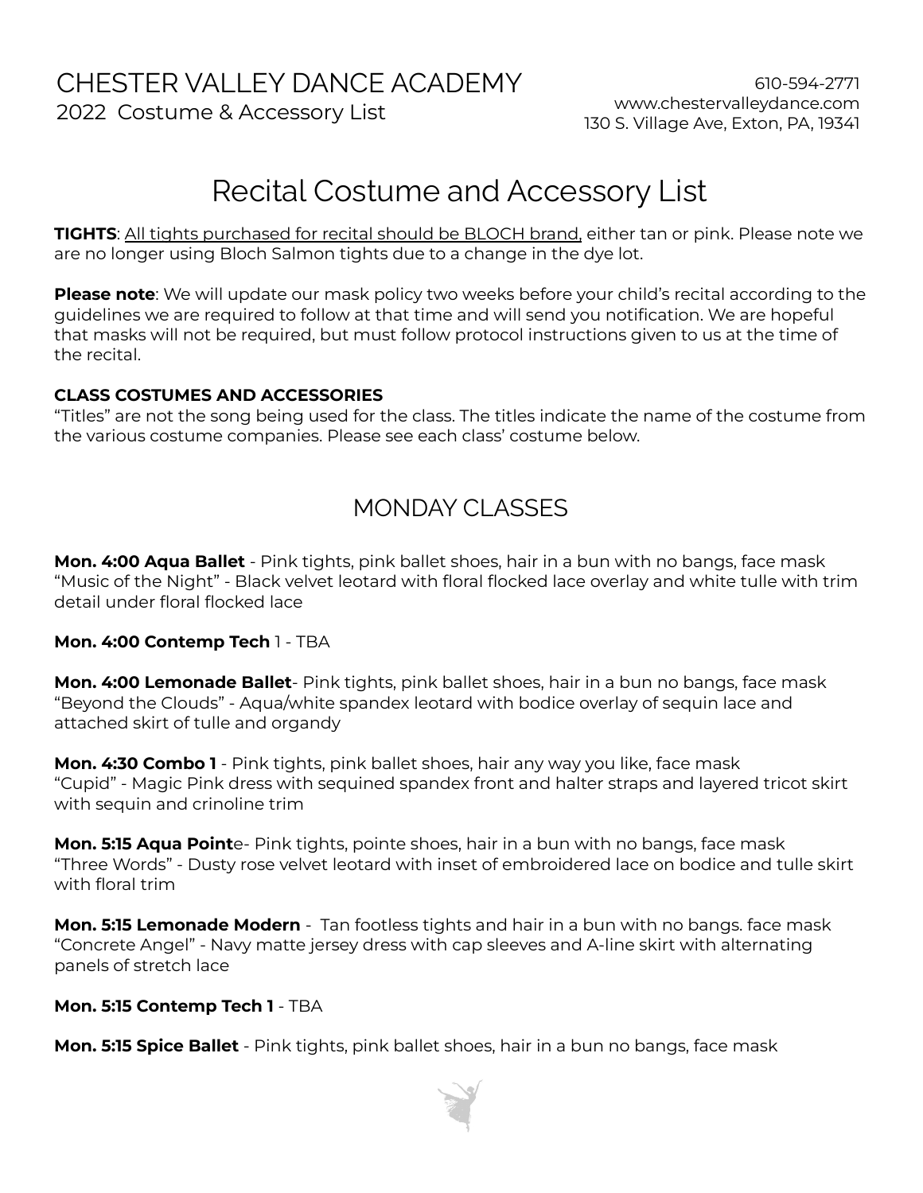# CHESTER VALLEY DANCE ACADEMY

2022 Costume & Accessory List

610-594-2771
www.chestervalleydance.com
130 S. Village Ave, Exton, PA, 19341

## Recital Costume and Accessory List

**TIGHTS**: All tights purchased for recital should be BLOCH brand, either tan or pink. Please note we are no longer using Bloch Salmon tights due to a change in the dye lot.

**Please note**: We will update our mask policy two weeks before your child's recital according to the guidelines we are required to follow at that time and will send you notification. We are hopeful that masks will not be required, but must follow protocol instructions given to us at the time of the recital.

**CLASS COSTUMES AND ACCESSORIES**
"Titles" are not the song being used for the class. The titles indicate the name of the costume from the various costume companies. Please see each class' costume below.

## MONDAY CLASSES

**Mon. 4:00 Aqua Ballet** - Pink tights, pink ballet shoes, hair in a bun with no bangs, face mask
"Music of the Night" - Black velvet leotard with floral flocked lace overlay and white tulle with trim detail under floral flocked lace

**Mon. 4:00 Contemp Tech** 1 - TBA

**Mon. 4:00 Lemonade Ballet**- Pink tights, pink ballet shoes, hair in a bun no bangs, face mask
"Beyond the Clouds" - Aqua/white spandex leotard with bodice overlay of sequin lace and attached skirt of tulle and organdy

**Mon. 4:30 Combo 1** - Pink tights, pink ballet shoes, hair any way you like, face mask
"Cupid" - Magic Pink dress with sequined spandex front and halter straps and layered tricot skirt with sequin and crinoline trim

**Mon. 5:15 Aqua Point**e- Pink tights, pointe shoes, hair in a bun with no bangs, face mask
"Three Words" - Dusty rose velvet leotard with inset of embroidered lace on bodice and tulle skirt with floral trim

**Mon. 5:15 Lemonade Modern** - Tan footless tights and hair in a bun with no bangs. face mask
"Concrete Angel" - Navy matte jersey dress with cap sleeves and A-line skirt with alternating panels of stretch lace

**Mon. 5:15 Contemp Tech 1** - TBA

**Mon. 5:15 Spice Ballet** - Pink tights, pink ballet shoes, hair in a bun no bangs, face mask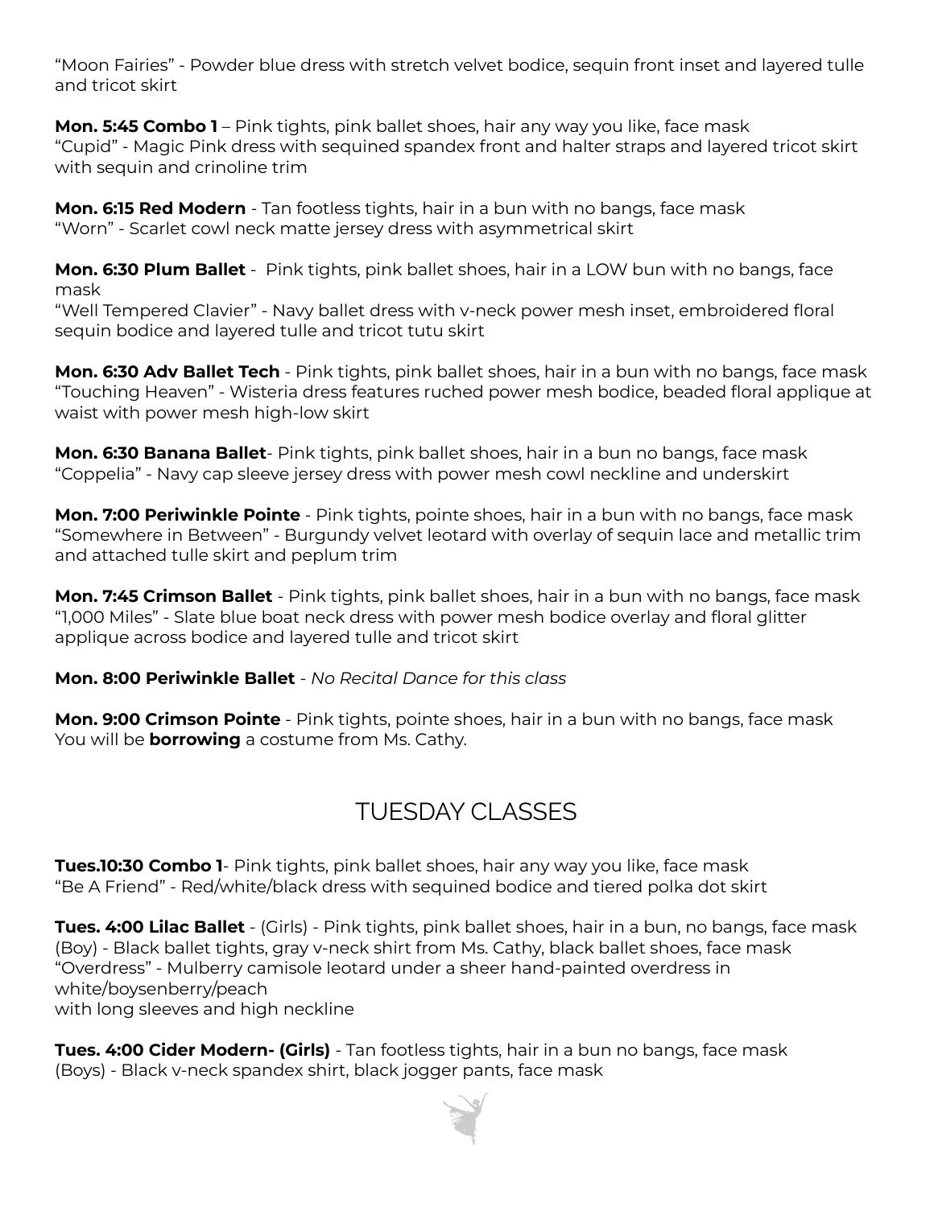"Moon Fairies" - Powder blue dress with stretch velvet bodice, sequin front inset and layered tulle and tricot skirt

**Mon. 5:45 Combo 1** – Pink tights, pink ballet shoes, hair any way you like, face mask
"Cupid" - Magic Pink dress with sequined spandex front and halter straps and layered tricot skirt with sequin and crinoline trim

**Mon. 6:15 Red Modern** - Tan footless tights, hair in a bun with no bangs, face mask
"Worn" - Scarlet cowl neck matte jersey dress with asymmetrical skirt

**Mon. 6:30 Plum Ballet** - Pink tights, pink ballet shoes, hair in a LOW bun with no bangs, face mask
"Well Tempered Clavier" - Navy ballet dress with v-neck power mesh inset, embroidered floral sequin bodice and layered tulle and tricot tutu skirt

**Mon. 6:30 Adv Ballet Tech** - Pink tights, pink ballet shoes, hair in a bun with no bangs, face mask
"Touching Heaven" - Wisteria dress features ruched power mesh bodice, beaded floral applique at waist with power mesh high-low skirt

**Mon. 6:30 Banana Ballet**- Pink tights, pink ballet shoes, hair in a bun no bangs, face mask
"Coppelia" - Navy cap sleeve jersey dress with power mesh cowl neckline and underskirt

**Mon. 7:00 Periwinkle Pointe** - Pink tights, pointe shoes, hair in a bun with no bangs, face mask
"Somewhere in Between" - Burgundy velvet leotard with overlay of sequin lace and metallic trim and attached tulle skirt and peplum trim

**Mon. 7:45 Crimson Ballet** - Pink tights, pink ballet shoes, hair in a bun with no bangs, face mask
"1,000 Miles" - Slate blue boat neck dress with power mesh bodice overlay and floral glitter applique across bodice and layered tulle and tricot skirt

**Mon. 8:00 Periwinkle Ballet** - *No Recital Dance for this class*

**Mon. 9:00 Crimson Pointe** - Pink tights, pointe shoes, hair in a bun with no bangs, face mask
You will be **borrowing** a costume from Ms. Cathy.

## TUESDAY CLASSES

**Tues.10:30 Combo 1**- Pink tights, pink ballet shoes, hair any way you like, face mask
"Be A Friend" - Red/white/black dress with sequined bodice and tiered polka dot skirt

**Tues. 4:00 Lilac Ballet** - (Girls) - Pink tights, pink ballet shoes, hair in a bun, no bangs, face mask
(Boy) - Black ballet tights, gray v-neck shirt from Ms. Cathy, black ballet shoes, face mask
"Overdress" - Mulberry camisole leotard under a sheer hand-painted overdress in white/boysenberry/peach
with long sleeves and high neckline

**Tues. 4:00 Cider Modern- (Girls)** - Tan footless tights, hair in a bun no bangs, face mask
(Boys) - Black v-neck spandex shirt, black jogger pants, face mask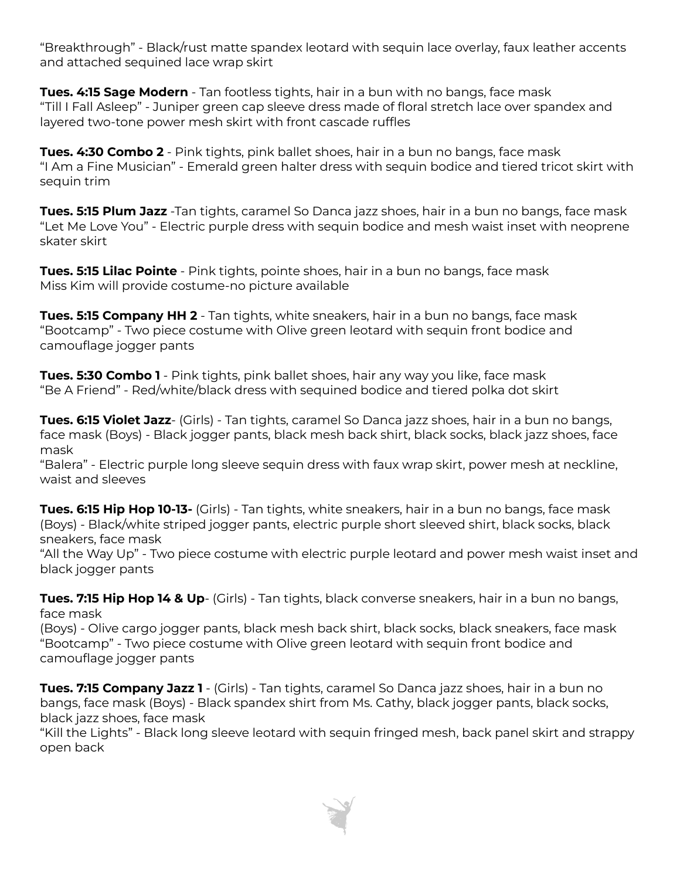"Breakthrough" - Black/rust matte spandex leotard with sequin lace overlay, faux leather accents and attached sequined lace wrap skirt

**Tues. 4:15 Sage Modern** - Tan footless tights, hair in a bun with no bangs, face mask
"Till I Fall Asleep" - Juniper green cap sleeve dress made of floral stretch lace over spandex and layered two-tone power mesh skirt with front cascade ruffles

**Tues. 4:30 Combo 2** - Pink tights, pink ballet shoes, hair in a bun no bangs, face mask
"I Am a Fine Musician" - Emerald green halter dress with sequin bodice and tiered tricot skirt with sequin trim

**Tues. 5:15 Plum Jazz** -Tan tights, caramel So Danca jazz shoes, hair in a bun no bangs, face mask
"Let Me Love You" - Electric purple dress with sequin bodice and mesh waist inset with neoprene skater skirt

**Tues. 5:15 Lilac Pointe** - Pink tights, pointe shoes, hair in a bun no bangs, face mask
Miss Kim will provide costume-no picture available

**Tues. 5:15 Company HH 2** - Tan tights, white sneakers, hair in a bun no bangs, face mask
"Bootcamp" - Two piece costume with Olive green leotard with sequin front bodice and camouflage jogger pants

**Tues. 5:30 Combo 1** - Pink tights, pink ballet shoes, hair any way you like, face mask
"Be A Friend" - Red/white/black dress with sequined bodice and tiered polka dot skirt

**Tues. 6:15 Violet Jazz**- (Girls) - Tan tights, caramel So Danca jazz shoes, hair in a bun no bangs, face mask (Boys) - Black jogger pants, black mesh back shirt, black socks, black jazz shoes, face mask
"Balera" - Electric purple long sleeve sequin dress with faux wrap skirt, power mesh at neckline, waist and sleeves

**Tues. 6:15 Hip Hop 10-13-** (Girls) - Tan tights, white sneakers, hair in a bun no bangs, face mask (Boys) - Black/white striped jogger pants, electric purple short sleeved shirt, black socks, black sneakers, face mask
"All the Way Up" - Two piece costume with electric purple leotard and power mesh waist inset and black jogger pants

**Tues. 7:15 Hip Hop 14 & Up**- (Girls) - Tan tights, black converse sneakers, hair in a bun no bangs, face mask
(Boys) - Olive cargo jogger pants, black mesh back shirt, black socks, black sneakers, face mask
"Bootcamp" - Two piece costume with Olive green leotard with sequin front bodice and camouflage jogger pants

**Tues. 7:15 Company Jazz 1** - (Girls) - Tan tights, caramel So Danca jazz shoes, hair in a bun no bangs, face mask (Boys) - Black spandex shirt from Ms. Cathy, black jogger pants, black socks, black jazz shoes, face mask
"Kill the Lights" - Black long sleeve leotard with sequin fringed mesh, back panel skirt and strappy open back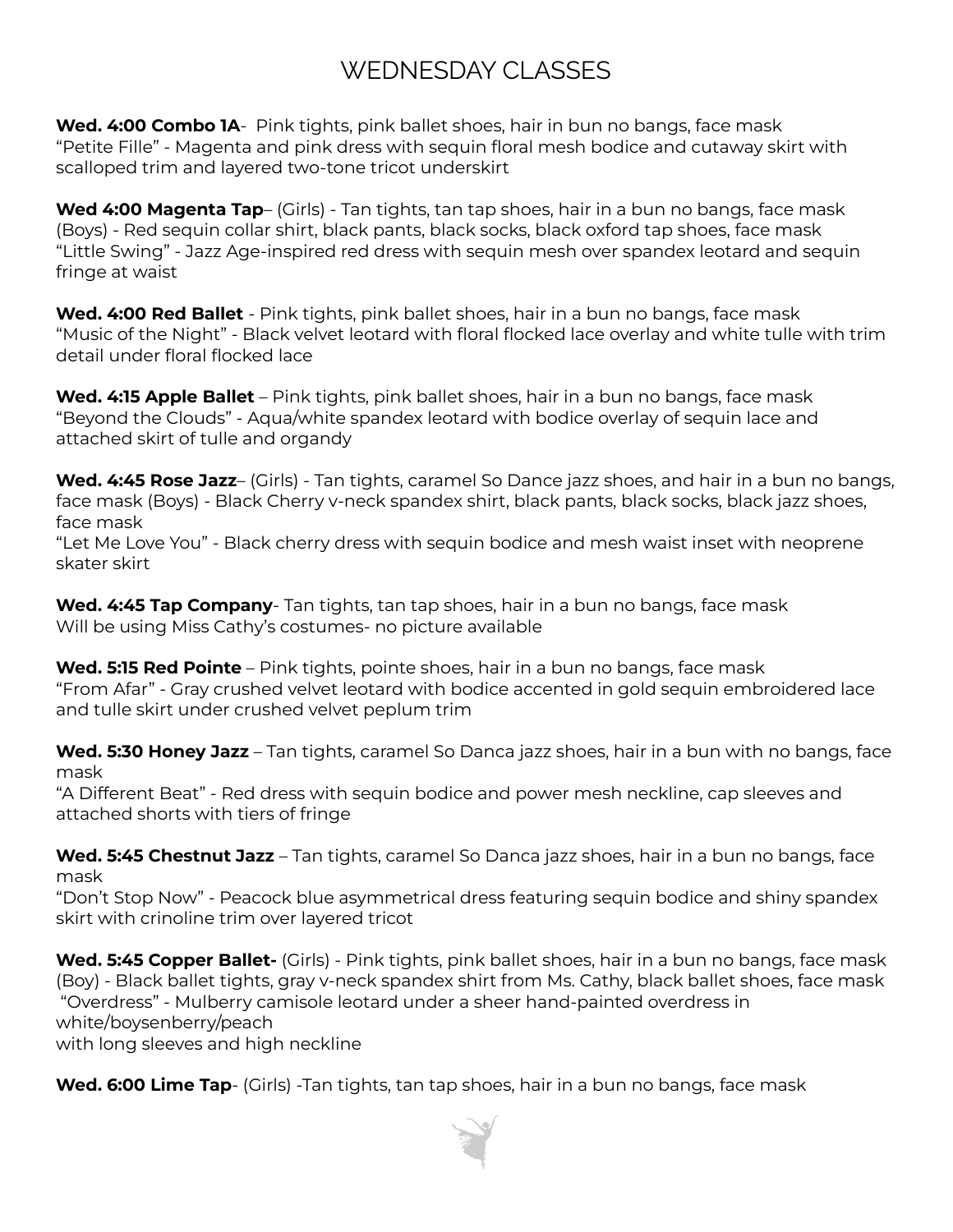# WEDNESDAY CLASSES

**Wed. 4:00 Combo 1A**- Pink tights, pink ballet shoes, hair in bun no bangs, face mask
"Petite Fille" - Magenta and pink dress with sequin floral mesh bodice and cutaway skirt with scalloped trim and layered two-tone tricot underskirt

**Wed 4:00 Magenta Tap**– (Girls) - Tan tights, tan tap shoes, hair in a bun no bangs, face mask
(Boys) - Red sequin collar shirt, black pants, black socks, black oxford tap shoes, face mask
"Little Swing" - Jazz Age-inspired red dress with sequin mesh over spandex leotard and sequin fringe at waist

**Wed. 4:00 Red Ballet** - Pink tights, pink ballet shoes, hair in a bun no bangs, face mask
"Music of the Night" - Black velvet leotard with floral flocked lace overlay and white tulle with trim detail under floral flocked lace

**Wed. 4:15 Apple Ballet** – Pink tights, pink ballet shoes, hair in a bun no bangs, face mask
"Beyond the Clouds" - Aqua/white spandex leotard with bodice overlay of sequin lace and attached skirt of tulle and organdy

**Wed. 4:45 Rose Jazz**– (Girls) - Tan tights, caramel So Dance jazz shoes, and hair in a bun no bangs, face mask (Boys) - Black Cherry v-neck spandex shirt, black pants, black socks, black jazz shoes, face mask
"Let Me Love You" - Black cherry dress with sequin bodice and mesh waist inset with neoprene skater skirt

**Wed. 4:45 Tap Company**- Tan tights, tan tap shoes, hair in a bun no bangs, face mask
Will be using Miss Cathy's costumes- no picture available

**Wed. 5:15 Red Pointe** – Pink tights, pointe shoes, hair in a bun no bangs, face mask
"From Afar" - Gray crushed velvet leotard with bodice accented in gold sequin embroidered lace and tulle skirt under crushed velvet peplum trim

**Wed. 5:30 Honey Jazz** – Tan tights, caramel So Danca jazz shoes, hair in a bun with no bangs, face mask
"A Different Beat" - Red dress with sequin bodice and power mesh neckline, cap sleeves and attached shorts with tiers of fringe

**Wed. 5:45 Chestnut Jazz** – Tan tights, caramel So Danca jazz shoes, hair in a bun no bangs, face mask
"Don't Stop Now" - Peacock blue asymmetrical dress featuring sequin bodice and shiny spandex skirt with crinoline trim over layered tricot

**Wed. 5:45 Copper Ballet-** (Girls) - Pink tights, pink ballet shoes, hair in a bun no bangs, face mask
(Boy) - Black ballet tights, gray v-neck spandex shirt from Ms. Cathy, black ballet shoes, face mask
"Overdress" - Mulberry camisole leotard under a sheer hand-painted overdress in white/boysenberry/peach
with long sleeves and high neckline

**Wed. 6:00 Lime Tap**- (Girls) -Tan tights, tan tap shoes, hair in a bun no bangs, face mask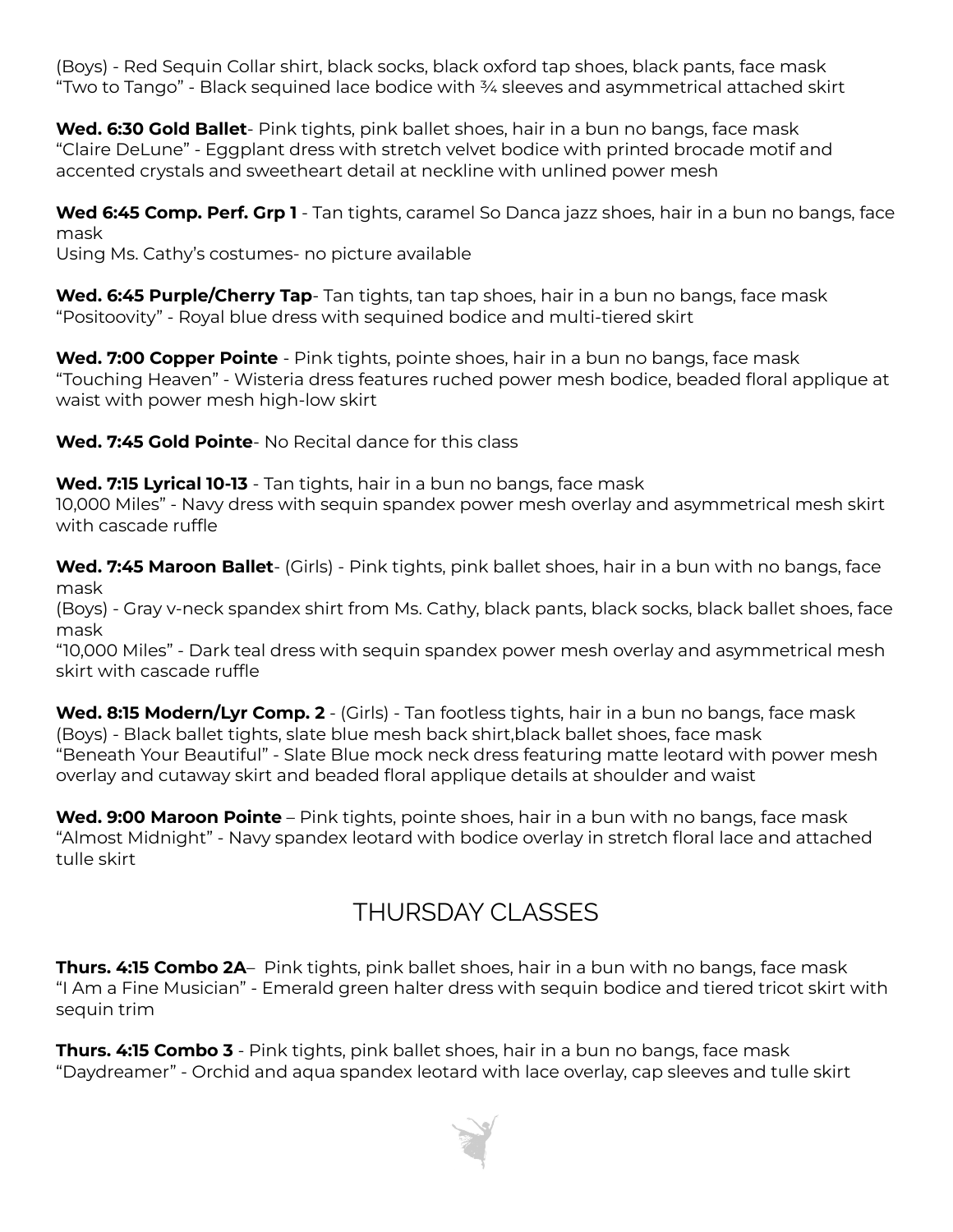(Boys) - Red Sequin Collar shirt, black socks, black oxford tap shoes, black pants, face mask
"Two to Tango" - Black sequined lace bodice with ¾ sleeves and asymmetrical attached skirt

**Wed. 6:30 Gold Ballet**- Pink tights, pink ballet shoes, hair in a bun no bangs, face mask
"Claire DeLune" - Eggplant dress with stretch velvet bodice with printed brocade motif and accented crystals and sweetheart detail at neckline with unlined power mesh

**Wed 6:45 Comp. Perf. Grp 1** - Tan tights, caramel So Danca jazz shoes, hair in a bun no bangs, face mask
Using Ms. Cathy's costumes- no picture available

**Wed. 6:45 Purple/Cherry Tap**- Tan tights, tan tap shoes, hair in a bun no bangs, face mask
"Positoovity" - Royal blue dress with sequined bodice and multi-tiered skirt

**Wed. 7:00 Copper Pointe** - Pink tights, pointe shoes, hair in a bun no bangs, face mask
"Touching Heaven" - Wisteria dress features ruched power mesh bodice, beaded floral applique at waist with power mesh high-low skirt

**Wed. 7:45 Gold Pointe**- No Recital dance for this class

**Wed. 7:15 Lyrical 10-13** - Tan tights, hair in a bun no bangs, face mask
10,000 Miles" - Navy dress with sequin spandex power mesh overlay and asymmetrical mesh skirt with cascade ruffle

**Wed. 7:45 Maroon Ballet**- (Girls) - Pink tights, pink ballet shoes, hair in a bun with no bangs, face mask
(Boys) - Gray v-neck spandex shirt from Ms. Cathy, black pants, black socks, black ballet shoes, face mask
"10,000 Miles" - Dark teal dress with sequin spandex power mesh overlay and asymmetrical mesh skirt with cascade ruffle

**Wed. 8:15 Modern/Lyr Comp. 2** - (Girls) - Tan footless tights, hair in a bun no bangs, face mask
(Boys) - Black ballet tights, slate blue mesh back shirt,black ballet shoes, face mask
"Beneath Your Beautiful" - Slate Blue mock neck dress featuring matte leotard with power mesh overlay and cutaway skirt and beaded floral applique details at shoulder and waist

**Wed. 9:00 Maroon Pointe** – Pink tights, pointe shoes, hair in a bun with no bangs, face mask
"Almost Midnight" - Navy spandex leotard with bodice overlay in stretch floral lace and attached tulle skirt

## THURSDAY CLASSES

**Thurs. 4:15 Combo 2A**– Pink tights, pink ballet shoes, hair in a bun with no bangs, face mask
"I Am a Fine Musician" - Emerald green halter dress with sequin bodice and tiered tricot skirt with sequin trim

**Thurs. 4:15 Combo 3** - Pink tights, pink ballet shoes, hair in a bun no bangs, face mask
"Daydreamer" - Orchid and aqua spandex leotard with lace overlay, cap sleeves and tulle skirt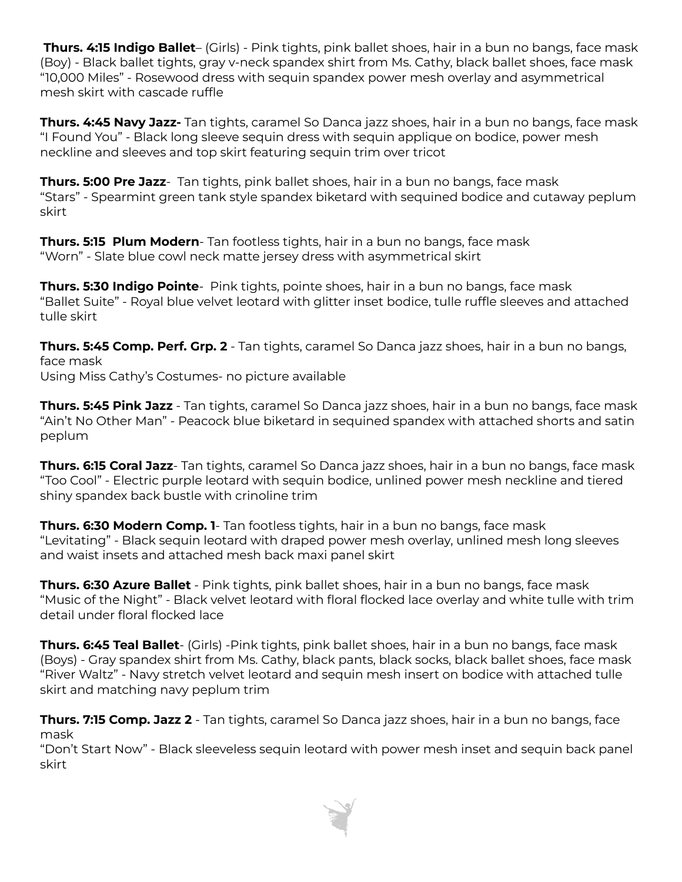**Thurs. 4:15 Indigo Ballet**– (Girls) - Pink tights, pink ballet shoes, hair in a bun no bangs, face mask
(Boy) - Black ballet tights, gray v-neck spandex shirt from Ms. Cathy, black ballet shoes, face mask
"10,000 Miles" - Rosewood dress with sequin spandex power mesh overlay and asymmetrical mesh skirt with cascade ruffle

**Thurs. 4:45 Navy Jazz-** Tan tights, caramel So Danca jazz shoes, hair in a bun no bangs, face mask
"I Found You" - Black long sleeve sequin dress with sequin applique on bodice, power mesh neckline and sleeves and top skirt featuring sequin trim over tricot

**Thurs. 5:00 Pre Jazz**- Tan tights, pink ballet shoes, hair in a bun no bangs, face mask
"Stars" - Spearmint green tank style spandex biketard with sequined bodice and cutaway peplum skirt

**Thurs. 5:15 Plum Modern**- Tan footless tights, hair in a bun no bangs, face mask
"Worn" - Slate blue cowl neck matte jersey dress with asymmetrical skirt

**Thurs. 5:30 Indigo Pointe**- Pink tights, pointe shoes, hair in a bun no bangs, face mask
"Ballet Suite" - Royal blue velvet leotard with glitter inset bodice, tulle ruffle sleeves and attached tulle skirt

**Thurs. 5:45 Comp. Perf. Grp. 2** - Tan tights, caramel So Danca jazz shoes, hair in a bun no bangs, face mask
Using Miss Cathy's Costumes- no picture available

**Thurs. 5:45 Pink Jazz** - Tan tights, caramel So Danca jazz shoes, hair in a bun no bangs, face mask
"Ain't No Other Man" - Peacock blue biketard in sequined spandex with attached shorts and satin peplum

**Thurs. 6:15 Coral Jazz**- Tan tights, caramel So Danca jazz shoes, hair in a bun no bangs, face mask
"Too Cool" - Electric purple leotard with sequin bodice, unlined power mesh neckline and tiered shiny spandex back bustle with crinoline trim

**Thurs. 6:30 Modern Comp. 1**- Tan footless tights, hair in a bun no bangs, face mask
"Levitating" - Black sequin leotard with draped power mesh overlay, unlined mesh long sleeves and waist insets and attached mesh back maxi panel skirt

**Thurs. 6:30 Azure Ballet** - Pink tights, pink ballet shoes, hair in a bun no bangs, face mask
"Music of the Night" - Black velvet leotard with floral flocked lace overlay and white tulle with trim detail under floral flocked lace

**Thurs. 6:45 Teal Ballet**- (Girls) -Pink tights, pink ballet shoes, hair in a bun no bangs, face mask
(Boys) - Gray spandex shirt from Ms. Cathy, black pants, black socks, black ballet shoes, face mask
"River Waltz" - Navy stretch velvet leotard and sequin mesh insert on bodice with attached tulle skirt and matching navy peplum trim

**Thurs. 7:15 Comp. Jazz 2** - Tan tights, caramel So Danca jazz shoes, hair in a bun no bangs, face mask
"Don't Start Now" - Black sleeveless sequin leotard with power mesh inset and sequin back panel skirt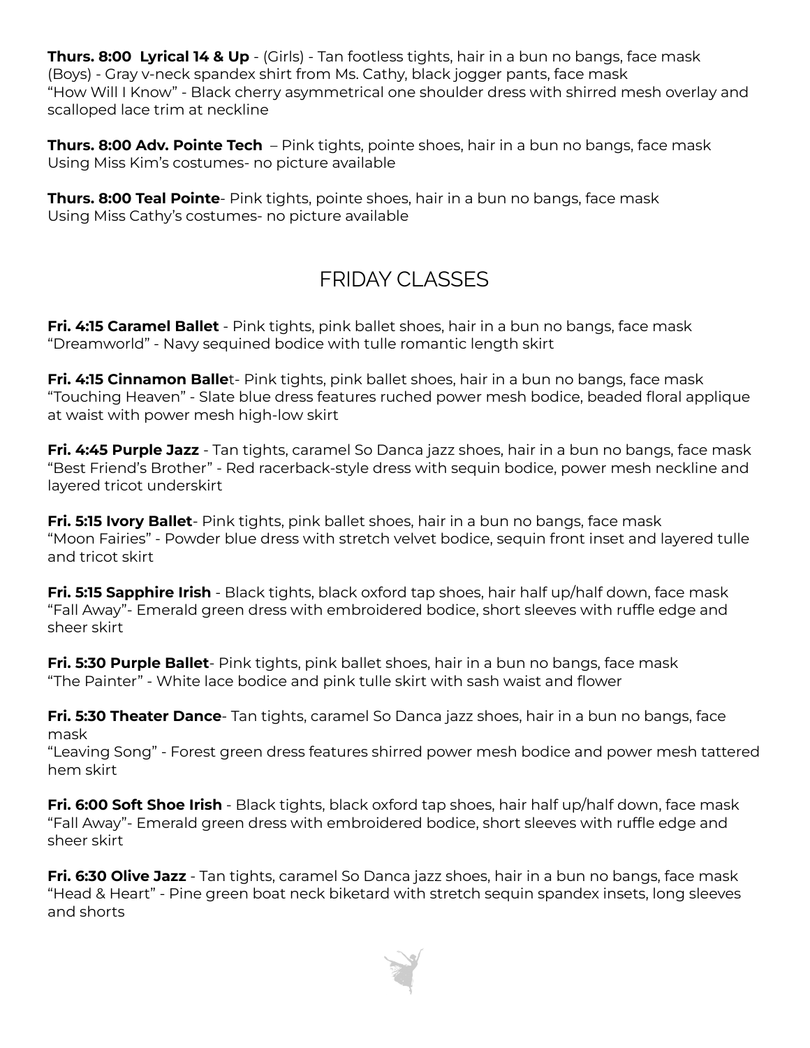**Thurs. 8:00 Lyrical 14 & Up** - (Girls) - Tan footless tights, hair in a bun no bangs, face mask
(Boys) - Gray v-neck spandex shirt from Ms. Cathy, black jogger pants, face mask
"How Will I Know" - Black cherry asymmetrical one shoulder dress with shirred mesh overlay and scalloped lace trim at neckline

**Thurs. 8:00 Adv. Pointe Tech** – Pink tights, pointe shoes, hair in a bun no bangs, face mask
Using Miss Kim's costumes- no picture available

**Thurs. 8:00 Teal Pointe**- Pink tights, pointe shoes, hair in a bun no bangs, face mask
Using Miss Cathy's costumes- no picture available

## FRIDAY CLASSES

**Fri. 4:15 Caramel Ballet** - Pink tights, pink ballet shoes, hair in a bun no bangs, face mask
"Dreamworld" - Navy sequined bodice with tulle romantic length skirt

**Fri. 4:15 Cinnamon Balle**t- Pink tights, pink ballet shoes, hair in a bun no bangs, face mask
"Touching Heaven" - Slate blue dress features ruched power mesh bodice, beaded floral applique at waist with power mesh high-low skirt

**Fri. 4:45 Purple Jazz** - Tan tights, caramel So Danca jazz shoes, hair in a bun no bangs, face mask
"Best Friend's Brother" - Red racerback-style dress with sequin bodice, power mesh neckline and layered tricot underskirt

**Fri. 5:15 Ivory Ballet**- Pink tights, pink ballet shoes, hair in a bun no bangs, face mask
"Moon Fairies" - Powder blue dress with stretch velvet bodice, sequin front inset and layered tulle and tricot skirt

**Fri. 5:15 Sapphire Irish** - Black tights, black oxford tap shoes, hair half up/half down, face mask
"Fall Away"- Emerald green dress with embroidered bodice, short sleeves with ruffle edge and sheer skirt

**Fri. 5:30 Purple Ballet**- Pink tights, pink ballet shoes, hair in a bun no bangs, face mask
"The Painter" - White lace bodice and pink tulle skirt with sash waist and flower

**Fri. 5:30 Theater Dance**- Tan tights, caramel So Danca jazz shoes, hair in a bun no bangs, face mask
"Leaving Song" - Forest green dress features shirred power mesh bodice and power mesh tattered hem skirt

**Fri. 6:00 Soft Shoe Irish** - Black tights, black oxford tap shoes, hair half up/half down, face mask
"Fall Away"- Emerald green dress with embroidered bodice, short sleeves with ruffle edge and sheer skirt

**Fri. 6:30 Olive Jazz** - Tan tights, caramel So Danca jazz shoes, hair in a bun no bangs, face mask
"Head & Heart" - Pine green boat neck biketard with stretch sequin spandex insets, long sleeves and shorts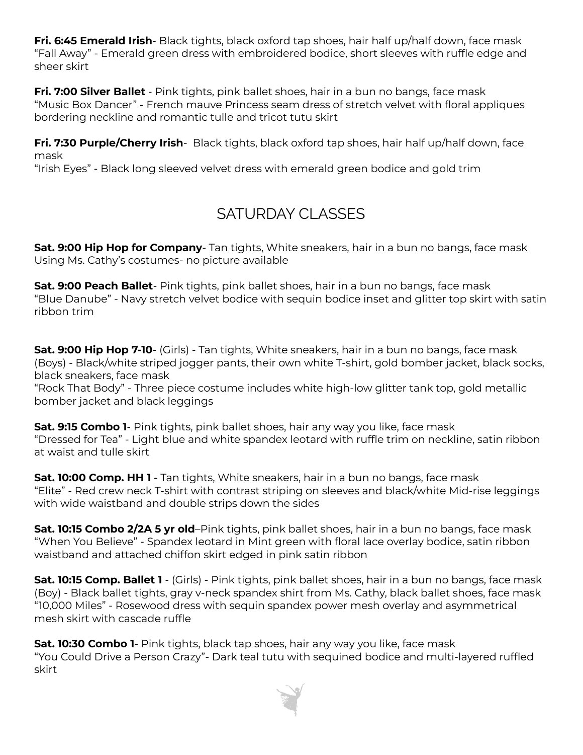**Fri. 6:45 Emerald Irish**- Black tights, black oxford tap shoes, hair half up/half down, face mask
“Fall Away” - Emerald green dress with embroidered bodice, short sleeves with ruffle edge and sheer skirt

**Fri. 7:00 Silver Ballet** - Pink tights, pink ballet shoes, hair in a bun no bangs, face mask
“Music Box Dancer” - French mauve Princess seam dress of stretch velvet with floral appliques bordering neckline and romantic tulle and tricot tutu skirt

**Fri. 7:30 Purple/Cherry Irish**- Black tights, black oxford tap shoes, hair half up/half down, face mask
“Irish Eyes” - Black long sleeved velvet dress with emerald green bodice and gold trim

## SATURDAY CLASSES

**Sat. 9:00 Hip Hop for Company**- Tan tights, White sneakers, hair in a bun no bangs, face mask
Using Ms. Cathy’s costumes- no picture available

**Sat. 9:00 Peach Ballet**- Pink tights, pink ballet shoes, hair in a bun no bangs, face mask
“Blue Danube” - Navy stretch velvet bodice with sequin bodice inset and glitter top skirt with satin ribbon trim

**Sat. 9:00 Hip Hop 7-10**- (Girls) - Tan tights, White sneakers, hair in a bun no bangs, face mask
(Boys) - Black/white striped jogger pants, their own white T-shirt, gold bomber jacket, black socks, black sneakers, face mask
“Rock That Body” - Three piece costume includes white high-low glitter tank top, gold metallic bomber jacket and black leggings

**Sat. 9:15 Combo 1**- Pink tights, pink ballet shoes, hair any way you like, face mask
“Dressed for Tea” - Light blue and white spandex leotard with ruffle trim on neckline, satin ribbon at waist and tulle skirt

**Sat. 10:00 Comp. HH 1** - Tan tights, White sneakers, hair in a bun no bangs, face mask
“Elite” - Red crew neck T-shirt with contrast striping on sleeves and black/white Mid-rise leggings with wide waistband and double strips down the sides

**Sat. 10:15 Combo 2/2A 5 yr old**–Pink tights, pink ballet shoes, hair in a bun no bangs, face mask
“When You Believe” - Spandex leotard in Mint green with floral lace overlay bodice, satin ribbon waistband and attached chiffon skirt edged in pink satin ribbon

**Sat. 10:15 Comp. Ballet 1** - (Girls) - Pink tights, pink ballet shoes, hair in a bun no bangs, face mask
(Boy) - Black ballet tights, gray v-neck spandex shirt from Ms. Cathy, black ballet shoes, face mask
“10,000 Miles” - Rosewood dress with sequin spandex power mesh overlay and asymmetrical mesh skirt with cascade ruffle

**Sat. 10:30 Combo 1**- Pink tights, black tap shoes, hair any way you like, face mask
“You Could Drive a Person Crazy”- Dark teal tutu with sequined bodice and multi-layered ruffled skirt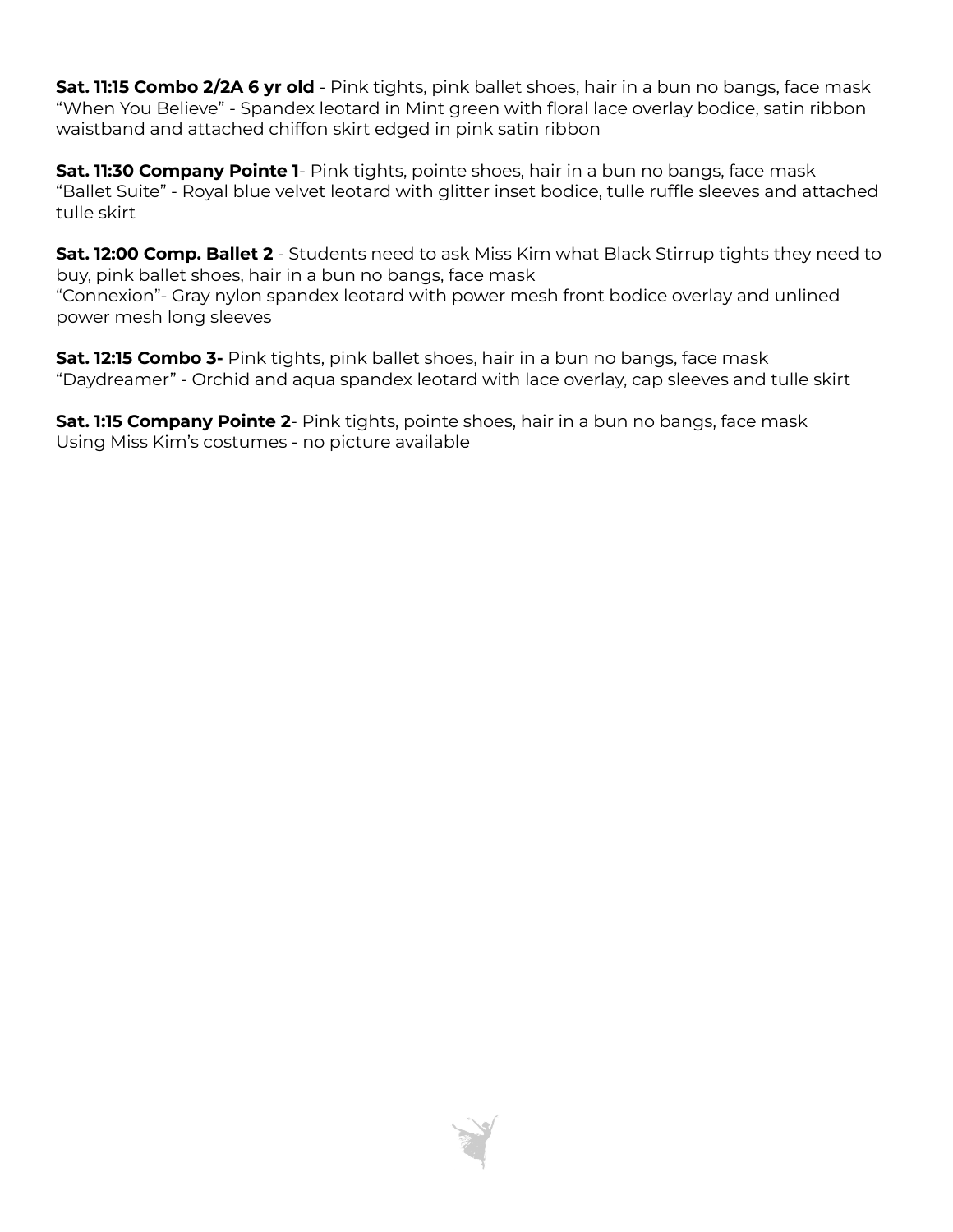**Sat. 11:15 Combo 2/2A 6 yr old** - Pink tights, pink ballet shoes, hair in a bun no bangs, face mask
"When You Believe" - Spandex leotard in Mint green with floral lace overlay bodice, satin ribbon waistband and attached chiffon skirt edged in pink satin ribbon

**Sat. 11:30 Company Pointe 1**- Pink tights, pointe shoes, hair in a bun no bangs, face mask
"Ballet Suite" - Royal blue velvet leotard with glitter inset bodice, tulle ruffle sleeves and attached tulle skirt

**Sat. 12:00 Comp. Ballet 2** - Students need to ask Miss Kim what Black Stirrup tights they need to buy, pink ballet shoes, hair in a bun no bangs, face mask
"Connexion"- Gray nylon spandex leotard with power mesh front bodice overlay and unlined power mesh long sleeves

**Sat. 12:15 Combo 3-** Pink tights, pink ballet shoes, hair in a bun no bangs, face mask
"Daydreamer" - Orchid and aqua spandex leotard with lace overlay, cap sleeves and tulle skirt

**Sat. 1:15 Company Pointe 2**- Pink tights, pointe shoes, hair in a bun no bangs, face mask
Using Miss Kim's costumes - no picture available